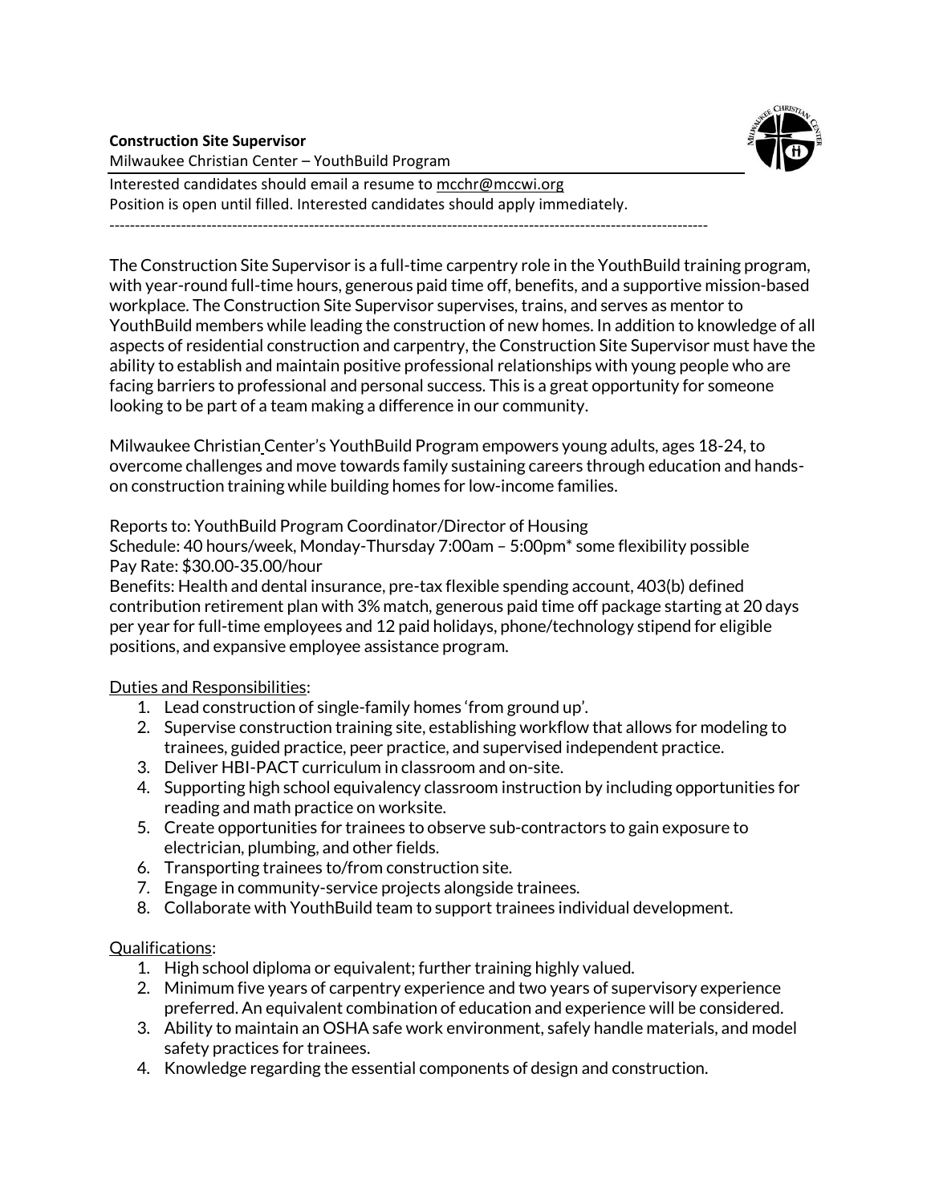**Construction Site Supervisor**

Milwaukee Christian Center – YouthBuild Program

Interested candidates should email a resume to mcchr@mccwi.org

Position is open until filled. Interested candidates should apply immediately.

---

The Construction Site Supervisor is a full-time carpentry role in the YouthBuild training program, with year-round full-time hours, generous paid time off, benefits, and a supportive mission-based workplace. The Construction Site Supervisor supervises, trains, and serves as mentor to YouthBuild members while leading the construction of new homes. In addition to knowledge of all aspects of residential construction and carpentry, the Construction Site Supervisor must have the ability to establish and maintain positive professional relationships with young people who are facing barriers to professional and personal success. This is a great opportunity for someone looking to be part of a team making a difference in our community.

Milwaukee Christian Center's YouthBuild Program empowers young adults, ages 18-24, to overcome challenges and move towards family sustaining careers through education and hands-on construction training while building homes for low-income families.

Reports to: YouthBuild Program Coordinator/Director of Housing

Schedule: 40 hours/week, Monday-Thursday 7:00am – 5:00pm* some flexibility possible

Pay Rate: $30.00-35.00/hour

Benefits: Health and dental insurance, pre-tax flexible spending account, 403(b) defined contribution retirement plan with 3% match, generous paid time off package starting at 20 days per year for full-time employees and 12 paid holidays, phone/technology stipend for eligible positions, and expansive employee assistance program.

<u>Duties and Responsibilities</u>:

1. Lead construction of single-family homes 'from ground up'.
2. Supervise construction training site, establishing workflow that allows for modeling to trainees, guided practice, peer practice, and supervised independent practice.
3. Deliver HBI-PACT curriculum in classroom and on-site.
4. Supporting high school equivalency classroom instruction by including opportunities for reading and math practice on worksite.
5. Create opportunities for trainees to observe sub-contractors to gain exposure to electrician, plumbing, and other fields.
6. Transporting trainees to/from construction site.
7. Engage in community-service projects alongside trainees.
8. Collaborate with YouthBuild team to support trainees individual development.

<u>Qualifications</u>:

1. High school diploma or equivalent; further training highly valued.
2. Minimum five years of carpentry experience and two years of supervisory experience preferred. An equivalent combination of education and experience will be considered.
3. Ability to maintain an OSHA safe work environment, safely handle materials, and model safety practices for trainees.
4. Knowledge regarding the essential components of design and construction.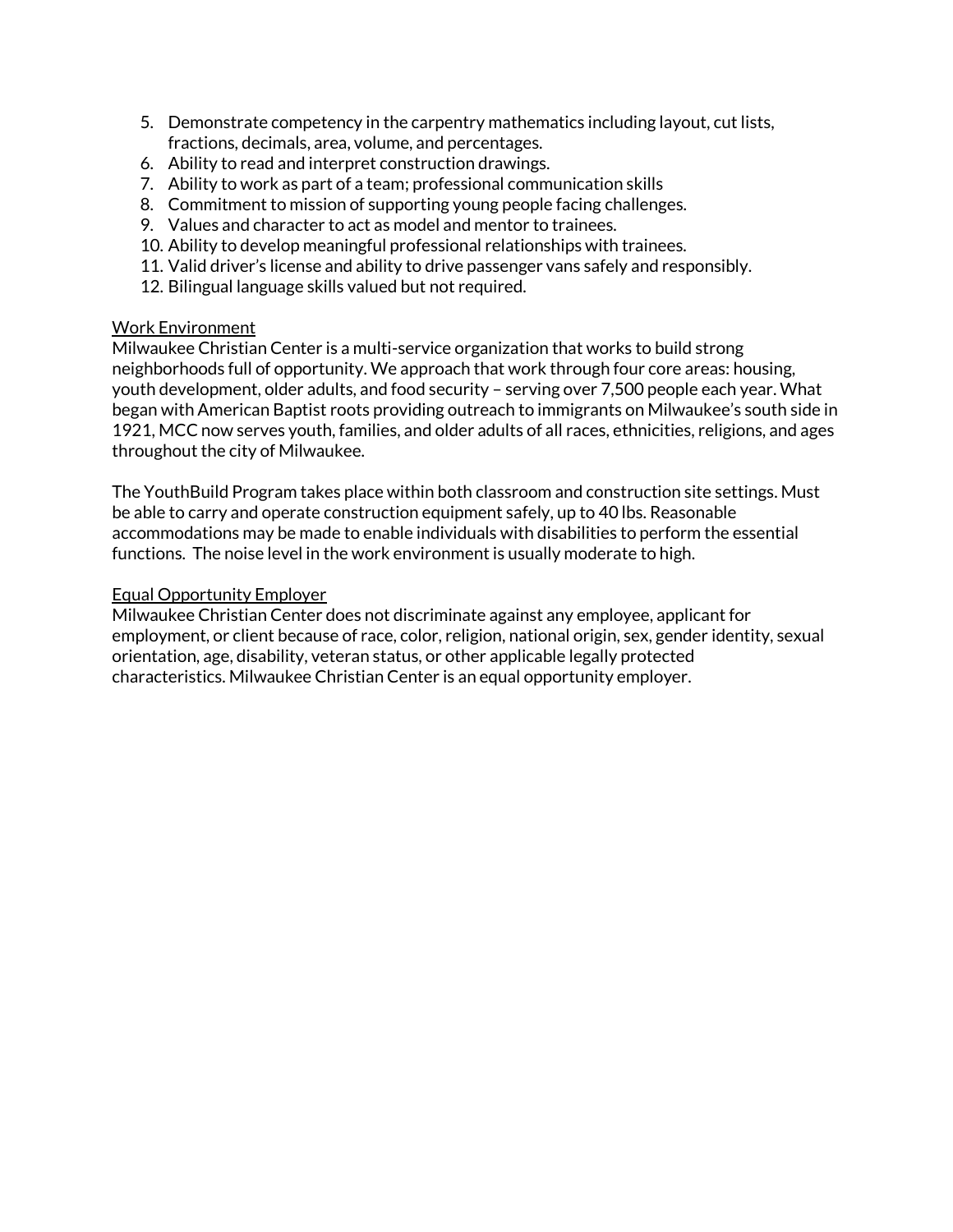5. Demonstrate competency in the carpentry mathematics including layout, cut lists, fractions, decimals, area, volume, and percentages.
6. Ability to read and interpret construction drawings.
7. Ability to work as part of a team; professional communication skills
8. Commitment to mission of supporting young people facing challenges.
9. Values and character to act as model and mentor to trainees.
10. Ability to develop meaningful professional relationships with trainees.
11. Valid driver's license and ability to drive passenger vans safely and responsibly.
12. Bilingual language skills valued but not required.

<u>Work Environment</u>

Milwaukee Christian Center is a multi-service organization that works to build strong neighborhoods full of opportunity. We approach that work through four core areas: housing, youth development, older adults, and food security – serving over 7,500 people each year. What began with American Baptist roots providing outreach to immigrants on Milwaukee's south side in 1921, MCC now serves youth, families, and older adults of all races, ethnicities, religions, and ages throughout the city of Milwaukee.

The YouthBuild Program takes place within both classroom and construction site settings. Must be able to carry and operate construction equipment safely, up to 40 lbs. Reasonable accommodations may be made to enable individuals with disabilities to perform the essential functions. The noise level in the work environment is usually moderate to high.

<u>Equal Opportunity Employer</u>

Milwaukee Christian Center does not discriminate against any employee, applicant for employment, or client because of race, color, religion, national origin, sex, gender identity, sexual orientation, age, disability, veteran status, or other applicable legally protected characteristics. Milwaukee Christian Center is an equal opportunity employer.